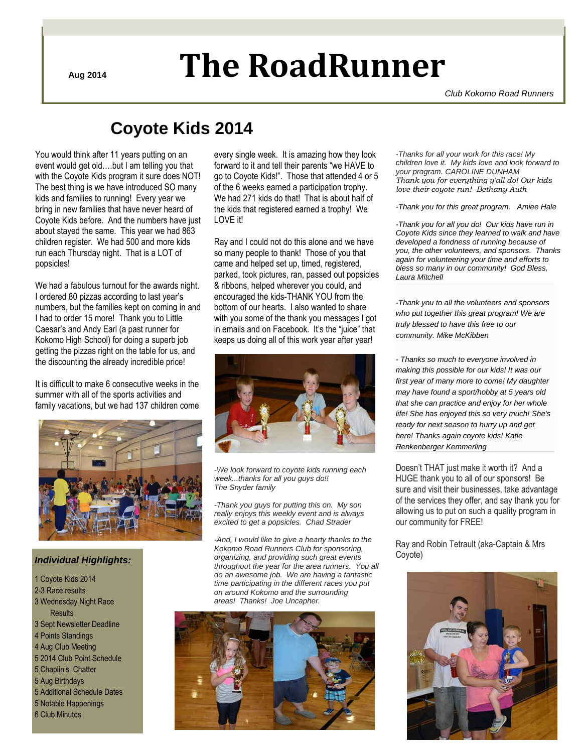Aug 2014

# The RoadRunner

*Club Kokomo Road Runners*

## Coyote Kids 2014

You would think after 11 years putting on an event would get old….but I am telling you that with the Coyote Kids program it sure does NOT! The best thing is we have introduced SO many kids and families to running! Every year we bring in new families that have never heard of Coyote Kids before. And the numbers have just about stayed the same. This year we had 863 children register. We had 500 and more kids run each Thursday night. That is a LOT of popsicles!

We had a fabulous turnout for the awards night. I ordered 80 pizzas according to last year's numbers, but the families kept on coming in and I had to order 15 more! Thank you to Little Caesar's and Andy Earl (a past runner for Kokomo High School) for doing a superb job getting the pizzas right on the table for us, and the discounting the already incredible price!

It is difficult to make 6 consecutive weeks in the summer with all of the sports activities and family vacations, but we had 137 children come every single week. It is amazing how they look forward to it and tell their parents "we HAVE to go to Coyote Kids!". Those that attended 4 or 5 of the 6 weeks earned a participation trophy. We had 271 kids do that! That is about half of the kids that registered earned a trophy! We LOVE it!

Ray and I could not do this alone and we have so many people to thank! Those of you that came and helped set up, timed, registered, parked, took pictures, ran, passed out popsicles & ribbons, helped wherever you could, and encouraged the kids-THANK YOU from the bottom of our hearts. I also wanted to share with you some of the thank you messages I got in emails and on Facebook. It's the "juice" that keeps us doing all of this work year after year!

*-We look forward to coyote kids running each week...thanks for all you guys do!! The Snyder family*

*-Thank you guys for putting this on. My son really enjoys this weekly event and is always excited to get a popsicles. Chad Strader*

*-And, I would like to give a hearty thanks to the Kokomo Road Runners Club for sponsoring, organizing, and providing such great events throughout the year for the area runners. You all do an awesome job. We are having a fantastic time participating in the different races you put on around Kokomo and the surrounding areas! Thanks! Joe Uncapher.*

*-Thanks for all your work for this race! My children love it. My kids love and look forward to your program. CAROLINE DUNHAM*
*Thank you for everything y'all do! Our kids love their coyote run! Bethany Auth*

*-Thank you for this great program. Amiee Hale*

*-Thank you for all you do! Our kids have run in Coyote Kids since they learned to walk and have developed a fondness of running because of you, the other volunteers, and sponsors. Thanks again for volunteering your time and efforts to bless so many in our community! God Bless, Laura Mitchell*

*-Thank you to all the volunteers and sponsors who put together this great program! We are truly blessed to have this free to our community. Mike McKibben*

*- Thanks so much to everyone involved in making this possible for our kids! It was our first year of many more to come! My daughter may have found a sport/hobby at 5 years old that she can practice and enjoy for her whole life! She has enjoyed this so very much! She's ready for next season to hurry up and get here! Thanks again coyote kids! Katie Renkenberger Kemmerling*

Doesn't THAT just make it worth it? And a HUGE thank you to all of our sponsors! Be sure and visit their businesses, take advantage of the services they offer, and say thank you for allowing us to put on such a quality program in our community for FREE!

Ray and Robin Tetrault (aka-Captain & Mrs Coyote)

### *Individual Highlights:*

1 Coyote Kids 2014
2-3 Race results
3 Wednesday Night Race Results
3 Sept Newsletter Deadline
4 Points Standings
4 Aug Club Meeting
5 2014 Club Point Schedule
5 Chaplin's Chatter
5 Aug Birthdays
5 Additional Schedule Dates
5 Notable Happenings
6 Club Minutes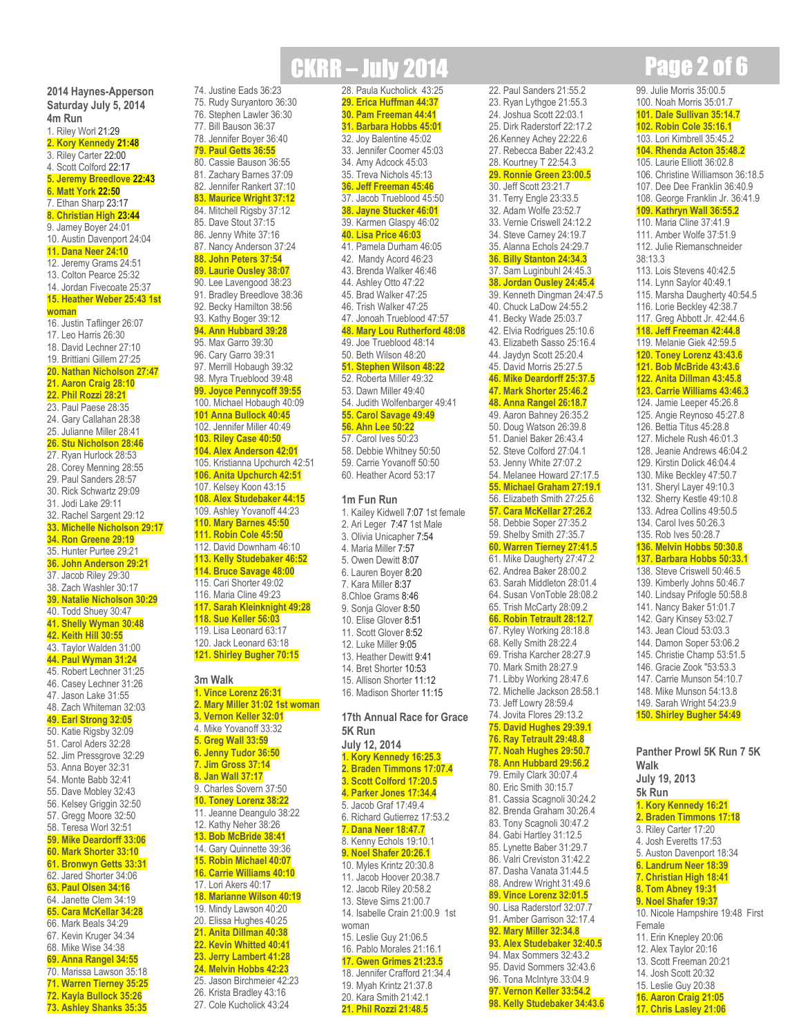**2014 Haynes-Apperson**
**Saturday July 5, 2014**
**4m Run**

1. Riley Worl 21:29
2. **Kory Kennedy 21:48**
3. Riley Carter 22:00
4. Scott Colford 22:17
5. **Jeremy Breedlove 22:43**
6. **Matt York 22:50**
7. Ethan Sharp 23:17
8. **Christian High 23:44**
9. Jamey Boyer 24:01
10. Austin Davenport 24:04
11. **Dana Neer 24:10**
12. Jeremy Grams 24:51
13. Colton Pearce 25:32
14. Jordan Fivecoate 25:37
15. **Heather Weber 25:43 1st woman**
16. Justin Taflinger 26:07
17. Leo Harris 26:30
18. David Lechner 27:10
19. Brittiani Gillem 27:25
20. **Nathan Nicholson 27:47**
21. **Aaron Craig 28:10**
22. **Phil Rozzi 28:21**
23. Paul Paese 28:35
24. Gary Callahan 28:38
25. Julianne Miller 28:41
26. **Stu Nicholson 28:46**
27. Ryan Hurlock 28:53
28. Corey Menning 28:55
29. Paul Sanders 28:57
30. Rick Schwartz 29:09
31. Jodi Lake 29:11
32. Rachel Sargent 29:12
33. **Michelle Nicholson 29:17**
34. **Ron Greene 29:19**
35. Hunter Purtee 29:21
36. **John Anderson 29:21**
37. Jacob Riley 29:30
38. Zach Washler 30:17
39. **Natalie Nicholson 30:29**
40. Todd Shuey 30:47
41. **Shelly Wyman 30:48**
42. **Keith Hill 30:55**
43. Taylor Walden 31:00
44. **Paul Wyman 31:24**
45. Robert Lechner 31:25
46. Casey Lechner 31:26
47. Jason Lake 31:55
48. Zach Whiteman 32:03
49. **Earl Strong 32:05**
50. Katie Rigsby 32:09
51. Carol Aders 32:28
52. Jim Pressgrove 32:29
53. Anna Boyer 32:31
54. Monte Babb 32:41
55. Dave Mobley 32:43
56. Kelsey Griggin 32:50
57. Gregg Moore 32:50
58. Teresa Worl 32:51
59. **Mike Deardorff 33:06**
60. **Mark Shorter 33:10**
61. **Bronwyn Getts 33:31**
62. Jared Shorter 34:06
63. **Paul Olsen 34:16**
64. Janette Clem 34:19
65. **Cara McKellar 34:28**
66. Mark Beals 34:29
67. Kevin Kruger 34:34
68. Mike Wise 34:38
69. **Anna Rangel 34:55**
70. Marissa Lawson 35:18
71. **Warren Tierney 35:25**
72. **Kayla Bullock 35:26**
73. **Ashley Shanks 35:35**
74. Justine Eads 36:23
75. Rudy Suryantoro 36:30
76. Stephen Lawler 36:30
77. Bill Bauson 36:37
78. Jennifer Boyer 36:40
79. **Paul Getts 36:55**
80. Cassie Bauson 36:55
81. Zachary Barnes 37:09
82. Jennifer Rankert 37:10
83. **Maurice Wright 37:12**
84. Mitchell Rigsby 37:12
85. Dave Stout 37:15
86. Jenny White 37:16
87. Nancy Anderson 37:24
88. **John Peters 37:54**
89. **Laurie Ousley 38:07**
90. Lee Lavengood 38:23
91. Bradley Breedlove 38:36
92. Becky Hamilton 38:56
93. Kathy Boger 39:12
94. **Ann Hubbard 39:28**
95. Max Garro 39:30
96. Cary Garro 39:31
97. Merrill Hobaugh 39:32
98. Myra Trueblood 39:48
99. **Joyce Pennycoff 39:55**
100. Michael Hobaugh 40:09
101. **Anna Bullock 40:45**
102. Jennifer Miller 40:49
103. **Riley Case 40:50**
104. **Alex Andenson 42:01**
105. Kristianna Upchurch 42:51
106. **Anita Upchurch 42:51**
107. Kelsey Koon 43:15
108. **Alex Studebaker 44:15**
109. Ashley Yovanoff 44:23
110. **Mary Barnes 45:50**
111. **Robin Cole 45:50**
112. David Downham 46:10
113. **Kelly Studebaker 46:52**
114. **Bruce Savage 48:00**
115. Cari Shorter 49:02
116. Maria Cline 49:23
117. **Sarah Kleinknight 49:28**
118. **Sue Keller 56:03**
119. Lisa Leonard 63:17
120. Jack Leonard 63:18
121. **Shirley Bugher 70:15**

**3m Walk**

1. **Vince Lorenz 26:31**
2. **Mary Miller 31:02 1st woman**
3. **Vernon Keller 32:01**
4. Mike Yovanoff 33:32
5. **Greg Wall 33:59**
6. **Jenny Tudor 36:50**
7. **Jim Gross 37:14**
8. **Jan Wall 37:17**
9. Charles Sovern 37:50
10. **Toney Lorenz 38:22**
11. Jeanne Deangulo 38:22
12. Kathy Neher 38:26
13. **Bob McBride 38:41**
14. Gary Quinnette 39:36
15. **Robin Michael 40:07**
16. **Carrie Williams 40:10**
17. Lori Akers 40:17
18. **Marianne Wilson 40:19**
19. Mindy Lawson 40:20
20. Elissa Hughes 40:25
21. **Anita Dillman 40:38**
22. **Kevin Whitted 40:41**
23. **Jerry Lambert 41:28**
24. **Melvin Hobbs 42:23**
25. Jason Birchmeier 42:23
26. Krista Bradley 43:16
27. Cole Kucholick 43:24
28. Paula Kucholick 43:25
29. **Erica Huffman 44:37**
30. **Pam Freeman 44:41**
31. **Barbara Hobbs 45:01**
32. Joy Balentine 45:02
33. Jennifer Coomer 45:03
34. Amy Adcock 45:03
35. Treva Nichols 45:13
36. **Jeff Freeman 45:46**
37. Jacob Trueblood 45:50
38. **Jayne Stucker 46:01**
39. Karmen Glaspy 46:02
40. **Lisa Price 46:03**
41. Pamela Durham 46:05
42. Mandy Acord 46:23
43. Brenda Walker 46:46
44. Ashley Otto 47:22
45. Brad Walker 47:25
46. Trish Walker 47:25
47. Jonoah Trueblood 47:57
48. **Mary Lou Rutherford 48:08**
49. Joe Trueblood 48:14
50. Beth Wilson 48:20
51. **Stephen Wilson 48:22**
52. Roberta Miller 49:32
53. Dawn Miller 49:40
54. Judith Wolfenbarger 49:41
55. **Carol Savage 49:49**
56. **Ahn Lee 50:22**
57. Carol Ives 50:23
58. Debbie Whitney 50:50
59. Carrie Yovanoff 50:50
60. Heather Acord 53:17

**1m Fun Run**

1. Kailey Kidwell 7:07 1st female
2. Ari Leger 7:47 1st Male
3. Olivia Unicapher 7:54
4. Maria Miller 7:57
5. Owen Dewitt 8:07
6. Lauren Boyer 8:20
7. Kara Miller 8:37
8. Chloe Grams 8:46
9. Sonja Glover 8:50
10. Elise Glover 8:51
11. Scott Glover 8:52
12. Luke Miller 9:05
13. Heather Dewitt 9:41
14. Bret Shorter 10:53
15. Allison Shorter 11:12
16. Madison Shorter 11:15

**17th Annual Race for Grace**
**5K Run**
**July 12, 2014**

1. **Kory Kennedy 16:25.3**
2. **Braden Timmons 17:07.4**
3. **Scott Colford 17:20.5**
4. **Parker Jones 17:34.4**
5. Jacob Graf 17:49.4
6. Richard Gutierrez 17:53.2
7. **Dana Neer 18:47.7**
8. Kenny Echols 19:10.1
9. **Noel Shafer 20:26.1**
10. Myles Krintz 20:30.8
11. Jacob Hoover 20:38.7
12. Jacob Riley 20:58.2
13. Steve Sims 21:00.7
14. Isabelle Crain 21:00.9 1st woman
15. Leslie Guy 21:06.5
16. Pablo Morales 21:16.1
17. **Gwen Grimes 21:23.5**
18. Jennifer Crafford 21:34.4
19. Myah Krintz 21:37.8
20. Kara Smith 21:42.1
21. **Phil Rozzi 21:48.5**
22. Paul Sanders 21:55.2
23. Ryan Lythgoe 21:55.3
24. Joshua Scott 22:03.1
25. Dirk Raderstorf 22:17.2
26. Kenney Achey 22:22.6
27. Rebecca Baber 22:43.2
28. Kourtney T 22:54.3
29. **Ronnie Green 23:00.5**
30. Jeff Scott 23:21.7
31. Terry Engle 23:33.5
32. Adam Wolfe 23:52.7
33. Vernie Criswell 24:12.2
34. Steve Carney 24:19.7
35. Alanna Echols 24:29.7
36. **Billy Stanton 24:34.3**
37. Sam Luginbuhl 24:45.3
38. **Jordan Ousley 24:45.4**
39. Kenneth Dingman 24:47.5
40. Chuck LaDow 24:55.2
41. Becky Wade 25:03.7
42. Elvia Rodrigues 25:10.6
43. Elizabeth Sasso 25:16.4
44. Jaydyn Scott 25:20.4
45. David Morris 25:27.5
46. **Mike Deardorff 25:37.5**
47. **Mark Shorter 25:46.2**
48. **Anna Rangel 26:18.7**
49. Aaron Bahney 26:35.2
50. Doug Watson 26:39.8
51. Daniel Baker 26:43.4
52. Steve Colford 27:04.1
53. Jenny White 27:07.2
54. Melanee Howard 27:17.5
55. **Michael Graham 27:19.1**
56. Elizabeth Smith 27:25.6
57. **Cara McKellar 27:26.2**
58. Debbie Soper 27:35.2
59. Shelby Smith 27:35.7
60. **Warren Tierney 27:41.5**
61. Mike Daugherty 27:47.2
62. Andrea Baker 28:00.2
63. Sarah Middleton 28:01.4
64. Susan VonToble 28:08.2
65. Trish McCarty 28:09.2
66. **Robin Tetrault 28:12.7**
67. Ryley Working 28:18.8
68. Kelly Smith 28:22.4
69. Trisha Karcher 28:27.9
70. Mark Smith 28:27.9
71. Libby Working 28:47.6
72. Michelle Jackson 28:58.1
73. Jeff Lowry 28:59.4
74. Jovita Flores 29:13.2
75. **David Hughes 29:39.1**
76. **Ray Tetrault 29:48.8**
77. **Noah Hughes 29:50.7**
78. **Ann Hubbard 29:56.2**
79. Emily Clark 30:07.4
80. Eric Smith 30:15.7
81. Cassia Scagnoli 30:24.2
82. Brenda Graham 30:26.4
83. Tony Scagnoli 30:47.2
84. Gabi Hartley 31:12.5
85. Lynette Baber 31:29.7
86. Valri Creviston 31:42.2
87. Dasha Vanata 31:44.5
88. Andrew Wright 31:49.6
89. **Vince Lorenz 32:01.5**
90. Lisa Raderstorf 32:07.7
91. Amber Garrison 32:17.4
92. **Mary Miller 32:34.8**
93. **Alex Studebaker 32:40.5**
94. Max Sommers 32:43.2
95. David Sommers 32:43.6
96. Tona McIntyre 33:04.9
97. **Vernon Keller 33:54.2**
98. **Kelly Studebaker 34:43.6**
99. Julie Morris 35:00.5
100. Noah Morris 35:01.7
101. **Dale Sullivan 35:14.7**
102. **Robin Cole 35:16.1**
103. Lori Kimbrell 35:45.2
104. **Rhenda Acton 35:48.2**
105. Laurie Elliott 36:02.8
106. Christine Williamson 36:18.5
107. Dee Dee Franklin 36:40.9
108. George Franklin Jr. 36:41.9
109. **Kathryn Wall 36:55.2**
110. Maria Cline 37:41.9
111. Amber Wolfe 37:51.9
112. Julie Riemanschneider 38:13.3
113. Lois Stevens 40:42.5
114. Lynn Saylor 40:49.1
115. Marsha Daugherty 40:54.5
116. Lorie Beckley 42:38.7
117. Greg Abbott Jr. 42:44.6
118. **Jeff Freeman 42:44.8**
119. Melanie Giek 42:59.5
120. **Toney Lorenz 43:43.6**
121. **Bob McBride 43:43.6**
122. **Anita Dillman 43:45.8**
123. **Carrie Williams 43:46.3**
124. Jamie Leeper 45:26.8
125. Angie Reynoso 45:27.8
126. Bettia Titus 45:28.8
127. Michele Rush 46:01.3
128. Jeanie Andrews 46:04.2
129. Kirstin Dolick 46:04.4
130. Mike Beckley 47:50.7
131. Sheryl Layer 49:10.3
132. Sherry Kestle 49:10.8
133. Adrea Collins 49:50.5
134. Carol Ives 50:26.3
135. Rob Ives 50:28.7
136. **Melvin Hobbs 50:30.8**
137. **Barbara Hobbs 50:33.1**
138. Steve Criswell 50:46.5
139. Kimberly Johns 50:46.7
140. Lindsay Prifogle 50:58.8
141. Nancy Baker 51:01.7
142. Gary Kinsey 53:02.7
143. Jean Cloud 53:03.3
144. Damon Soper 53:06.2
145. Christie Champ 53:51.5
146. Gracie Zook "53:53.3
147. Carrie Munson 54:10.7
148. Mike Munson 54:13.8
149. Sarah Wright 54:23.9
150. **Shirley Bugher 54:49**

**Panther Prowl 5K Run 7 5K Walk**
**July 19, 2013**
**5k Run**

1. **Kory Kennedy 16:21**
2. **Braden Timmons 17:18**
3. Riley Carter 17:20
4. Josh Everetts 17:53
5. Auston Davenport 18:34
6. **Landrum Neer 18:39**
7. **Christian High 18:41**
8. **Tom Abney 19:31**
9. **Noel Shafer 19:37**
10. Nicole Hampshire 19:48 First Female
11. Erin Knepley 20:06
12. Alex Taylor 20:16
13. Scott Freeman 20:21
14. Josh Scott 20:32
15. Leslie Guy 20:38
16. **Aaron Craig 21:05**
17. **Chris Lasley 21:06**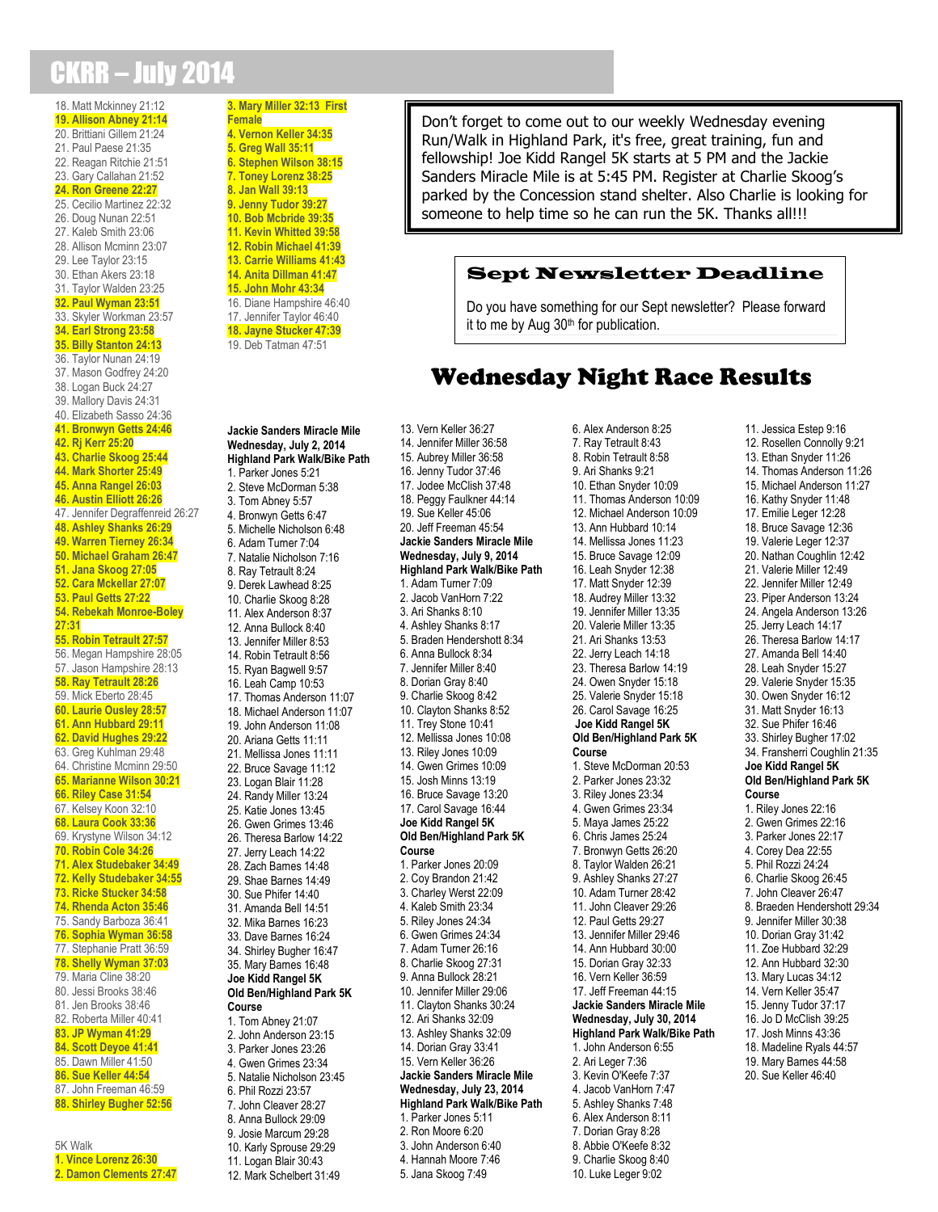# CKRR – July 2014

18. Matt Mckinney 21:12
19. **Allison Abney 21:14**
20. Brittiani Gillem 21:24
21. Paul Paese 21:35
22. Reagan Ritchie 21:51
23. Gary Callahan 21:52
24. **Ron Greene 22:27**
25. Cecilio Martinez 22:32
26. Doug Nunan 22:51
27. Kaleb Smith 23:06
28. Allison Mcminn 23:07
29. Lee Taylor 23:15
30. Ethan Akers 23:18
31. Taylor Walden 23:25
32. **Paul Wyman 23:51**
33. Skyler Workman 23:57
34. **Earl Strong 23:58**
35. **Billy Stanton 24:13**
36. Taylor Nunan 24:19
37. Mason Godfrey 24:20
38. Logan Buck 24:27
39. Mallory Davis 24:31
40. Elizabeth Sasso 24:36
41. **Bronwyn Getts 24:46**
42. **Rj Kerr 25:20**
43. **Charlie Skoog 25:44**
44. **Mark Shorter 25:49**
45. **Anna Rangel 26:03**
46. **Austin Elliott 26:26**
47. Jennifer Degraffenreid 26:27
48. **Ashley Shanks 26:29**
49. **Warren Tierney 26:34**
50. **Michael Graham 26:47**
51. **Jana Skoog 27:05**
52. **Cara Mckellar 27:07**
53. **Paul Getts 27:22**
54. **Rebekah Monroe-Boley 27:31**
55. **Robin Tetrault 27:57**
56. Megan Hampshire 28:05
57. Jason Hampshire 28:13
58. **Ray Tetrault 28:26**
59. Mick Eberto 28:45
60. **Laurie Ousley 28:57**
61. **Ann Hubbard 29:11**
62. **David Hughes 29:22**
63. Greg Kuhlman 29:48
64. Christine Mcminn 29:50
65. **Marianne Wilson 30:21**
66. **Riley Case 31:54**
67. Kelsey Koon 32:10
68. **Laura Cook 33:36**
69. Krystyne Wilson 34:12
70. **Robin Cole 34:26**
71. **Alex Studebaker 34:49**
72. **Kelly Studebaker 34:55**
73. **Ricke Stucker 34:58**
74. **Rhenda Acton 35:46**
75. Sandy Barboza 36:41
76. **Sophia Wyman 36:58**
77. Stephanie Pratt 36:59
78. **Shelly Wyman 37:03**
79. Maria Cline 38:20
80. Jessi Brooks 38:46
81. Jen Brooks 38:46
82. Roberta Miller 40:41
83. **JP Wyman 41:29**
84. **Scott Deyoe 41:41**
85. Dawn Miller 41:50
86. **Sue Keller 44:54**
87. John Freeman 46:59
88. **Shirley Bugher 52:56**

5K Walk

1. **Vince Lorenz 26:30**
2. **Damon Clements 27:47**
3. **Mary Miller 32:13 First Female**
4. **Vernon Keller 34:35**
5. **Greg Wall 35:11**
6. **Stephen Wilson 38:15**
7. **Toney Lorenz 38:25**
8. **Jan Wall 39:13**
9. **Jenny Tudor 39:27**
10. **Bob Mcbride 39:35**
11. **Kevin Whitted 39:58**
12. **Robin Michael 41:39**
13. **Carrie Williams 41:43**
14. **Anita Dillman 41:47**
15. **John Mohr 43:34**
16. Diane Hampshire 46:40
17. Jennifer Taylor 46:40
18. **Jayne Stucker 47:39**
19. Deb Tatman 47:51

Don't forget to come out to our weekly Wednesday evening Run/Walk in Highland Park, it's free, great training, fun and fellowship! Joe Kidd Rangel 5K starts at 5 PM and the Jackie Sanders Miracle Mile is at 5:45 PM. Register at Charlie Skoog's parked by the Concession stand shelter. Also Charlie is looking for someone to help time so he can run the 5K. Thanks all!!!

## Sept Newsletter Deadline

Do you have something for our Sept newsletter? Please forward it to me by Aug 30th for publication.

## Wednesday Night Race Results

**Jackie Sanders Miracle Mile**
**Wednesday, July 2, 2014**
**Highland Park Walk/Bike Path**

1. Parker Jones 5:21
2. Steve McDorman 5:38
3. Tom Abney 5:57
4. Bronwyn Getts 6:47
5. Michelle Nicholson 6:48
6. Adam Turner 7:04
7. Natalie Nicholson 7:16
8. Ray Tetrault 8:24
9. Derek Lawhead 8:25
10. Charlie Skoog 8:28
11. Alex Anderson 8:37
12. Anna Bullock 8:40
13. Jennifer Miller 8:53
14. Robin Tetrault 8:56
15. Ryan Bagwell 9:57
16. Leah Camp 10:53
17. Thomas Anderson 11:07
18. Michael Anderson 11:07
19. John Anderson 11:08
20. Ariana Getts 11:11
21. Mellissa Jones 11:11
22. Bruce Savage 11:12
23. Logan Blair 11:28
24. Randy Miller 13:24
25. Katie Jones 13:45
26. Gwen Grimes 13:46
26. Theresa Barlow 14:22
27. Jerry Leach 14:22
28. Zach Barnes 14:48
29. Shae Barnes 14:49
30. Sue Phifer 14:40
31. Amanda Bell 14:51
32. Mika Barnes 16:23
33. Dave Barnes 16:24
34. Shirley Bugher 16:47
35. Mary Barnes 16:48

**Joe Kidd Rangel 5K**
**Old Ben/Highland Park 5K Course**

1. Tom Abney 21:07
2. John Anderson 23:15
3. Parker Jones 23:26
4. Gwen Grimes 23:34
5. Natalie Nicholson 23:45
6. Phil Rozzi 23:57
7. John Cleaver 28:27
8. Anna Bullock 29:09
9. Josie Marcum 29:28
10. Karly Sprouse 29:29
11. Logan Blair 30:43
12. Mark Schelbert 31:49
13. Vern Keller 36:27
14. Jennifer Miller 36:58
15. Aubrey Miller 36:58
16. Jenny Tudor 37:46
17. Jodee McClish 37:48
18. Peggy Faulkner 44:14
19. Sue Keller 45:06
20. Jeff Freeman 45:54

**Jackie Sanders Miracle Mile**
**Wednesday, July 9, 2014**
**Highland Park Walk/Bike Path**

1. Adam Turner 7:09
2. Jacob VanHorn 7:22
3. Ari Shanks 8:10
4. Ashley Shanks 8:17
5. Braden Hendershott 8:34
6. Anna Bullock 8:34
7. Jennifer Miller 8:40
8. Dorian Gray 8:40
9. Charlie Skoog 8:42
10. Clayton Shanks 8:52
11. Trey Stone 10:41
12. Mellissa Jones 10:08
13. Riley Jones 10:09
14. Gwen Grimes 10:09
15. Josh Minns 13:19
16. Bruce Savage 13:20
17. Carol Savage 16:44

**Joe Kidd Rangel 5K**
**Old Ben/Highland Park 5K Course**

1. Parker Jones 20:09
2. Coy Brandon 21:42
3. Charley Werst 22:09
4. Kaleb Smith 23:34
5. Riley Jones 24:34
6. Gwen Grimes 24:34
7. Adam Turner 26:16
8. Charlie Skoog 27:31
9. Anna Bullock 28:21
10. Jennifer Miller 29:06
11. Clayton Shanks 30:24
12. Ari Shanks 32:09
13. Ashley Shanks 32:09
14. Dorian Gray 33:41
15. Vern Keller 36:26

**Jackie Sanders Miracle Mile**
**Wednesday, July 23, 2014**
**Highland Park Walk/Bike Path**

1. Parker Jones 5:11
2. Ron Moore 6:20
3. John Anderson 6:40
4. Hannah Moore 7:46
5. Jana Skoog 7:49
6. Alex Anderson 8:25
7. Ray Tetrault 8:43
8. Robin Tetrault 8:58
9. Ari Shanks 9:21
10. Ethan Snyder 10:09
11. Thomas Anderson 10:09
12. Michael Anderson 10:09
13. Ann Hubbard 10:14
14. Mellissa Jones 11:23
15. Bruce Savage 12:09
16. Leah Snyder 12:38
17. Matt Snyder 12:39
18. Audrey Miller 13:32
19. Jennifer Miller 13:35
20. Valerie Miller 13:35
21. Ari Shanks 13:53
22. Jerry Leach 14:18
23. Theresa Barlow 14:19
24. Owen Snyder 15:18
25. Valerie Snyder 15:18
26. Carol Savage 16:25

**Joe Kidd Rangel 5K**
**Old Ben/Highland Park 5K Course**

1. Steve McDorman 20:53
2. Parker Jones 23:32
3. Riley Jones 23:34
4. Gwen Grimes 23:34
5. Maya James 25:22
6. Chris James 25:24
7. Bronwyn Getts 26:20
8. Taylor Walden 26:21
9. Ashley Shanks 27:27
10. Adam Turner 28:42
11. John Cleaver 29:26
12. Paul Getts 29:27
13. Jennifer Miller 29:46
14. Ann Hubbard 30:00
15. Dorian Gray 32:33
16. Vern Keller 36:59
17. Jeff Freeman 44:15

**Jackie Sanders Miracle Mile**
**Wednesday, July 30, 2014**
**Highland Park Walk/Bike Path**

1. John Anderson 6:55
2. Ari Leger 7:36
3. Kevin O'Keefe 7:37
4. Jacob VanHorn 7:47
5. Ashley Shanks 7:48
6. Alex Anderson 8:11
7. Dorian Gray 8:28
8. Abbie O'Keefe 8:32
9. Charlie Skoog 8:40
10. Luke Leger 9:02
11. Jessica Estep 9:16
12. Rosellen Connolly 9:21
13. Ethan Snyder 11:26
14. Thomas Anderson 11:26
15. Michael Anderson 11:27
16. Kathy Snyder 11:48
17. Emilie Leger 12:28
18. Bruce Savage 12:36
19. Valerie Leger 12:37
20. Nathan Coughlin 12:42
21. Valerie Miller 12:49
22. Jennifer Miller 12:49
23. Piper Anderson 13:24
24. Angela Anderson 13:26
25. Jerry Leach 14:17
26. Theresa Barlow 14:17
27. Amanda Bell 14:40
28. Leah Snyder 15:27
29. Valerie Snyder 15:35
30. Owen Snyder 16:12
31. Matt Snyder 16:13
32. Sue Phifer 16:46
33. Shirley Bugher 17:02
34. Fransherri Coughlin 21:35

**Joe Kidd Rangel 5K**
**Old Ben/Highland Park 5K Course**

1. Riley Jones 22:16
2. Gwen Grimes 22:16
3. Parker Jones 22:17
4. Corey Dea 22:55
5. Phil Rozzi 24:24
6. Charlie Skoog 26:45
7. John Cleaver 26:47
8. Braeden Hendershott 29:34
9. Jennifer Miller 30:38
10. Dorian Gray 31:42
11. Zoe Hubbard 32:29
12. Ann Hubbard 32:30
13. Mary Lucas 34:12
14. Vern Keller 35:47
15. Jenny Tudor 37:17
16. Jo D McClish 39:25
17. Josh Minns 43:36
18. Madeline Ryals 44:57
19. Mary Barnes 44:58
20. Sue Keller 46:40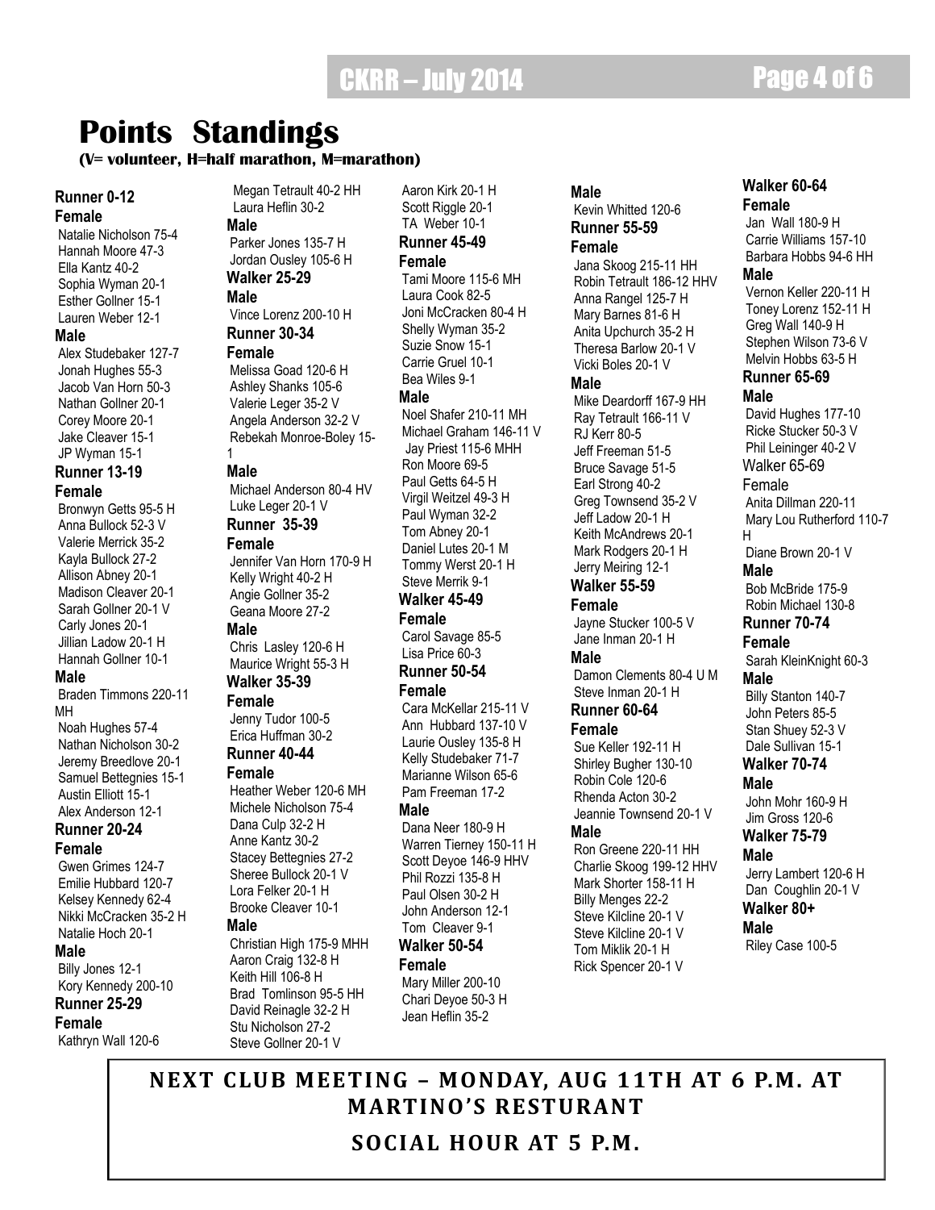# Points Standings

**(V= volunteer, H=half marathon, M=marathon)**

### Runner 0-12

**Female**

Natalie Nicholson 75-4
Hannah Moore 47-3
Ella Kantz 40-2
Sophia Wyman 20-1
Esther Gollner 15-1
Lauren Weber 12-1

**Male**

Alex Studebaker 127-7
Jonah Hughes 55-3
Jacob Van Horn 50-3
Nathan Gollner 20-1
Corey Moore 20-1
Jake Cleaver 15-1
JP Wyman 15-1

### Runner 13-19

**Female**

Bronwyn Getts 95-5 H
Anna Bullock 52-3 V
Valerie Merrick 35-2
Kayla Bullock 27-2
Allison Abney 20-1
Madison Cleaver 20-1
Sarah Gollner 20-1 V
Carly Jones 20-1
Jillian Ladow 20-1 H
Hannah Gollner 10-1

**Male**

Braden Timmons 220-11 MH
Noah Hughes 57-4
Nathan Nicholson 30-2
Jeremy Breedlove 20-1
Samuel Bettegnies 15-1
Austin Elliott 15-1
Alex Anderson 12-1

### Runner 20-24

**Female**

Gwen Grimes 124-7
Emilie Hubbard 120-7
Kelsey Kennedy 62-4
Nikki McCracken 35-2 H
Natalie Hoch 20-1

**Male**

Billy Jones 12-1
Kory Kennedy 200-10

### Runner 25-29

**Female**

Kathryn Wall 120-6
Megan Tetrault 40-2 HH
Laura Heflin 30-2

**Male**

Parker Jones 135-7 H
Jordan Ousley 105-6 H

### Walker 25-29

**Male**

Vince Lorenz 200-10 H

### Runner 30-34

**Female**

Melissa Goad 120-6 H
Ashley Shanks 105-6
Valerie Leger 35-2 V
Angela Anderson 32-2 V
Rebekah Monroe-Boley 15-1

**Male**

Michael Anderson 80-4 HV
Luke Leger 20-1 V

### Runner 35-39

**Female**

Jennifer Van Horn 170-9 H
Kelly Wright 40-2 H
Angie Gollner 35-2
Geana Moore 27-2

**Male**

Chris Lasley 120-6 H
Maurice Wright 55-3 H

### Walker 35-39

**Female**

Jenny Tudor 100-5
Erica Huffman 30-2

### Runner 40-44

**Female**

Heather Weber 120-6 MH
Michele Nicholson 75-4
Dana Culp 32-2 H
Anne Kantz 30-2
Stacey Bettegnies 27-2
Sheree Bullock 20-1 V
Lora Felker 20-1 H
Brooke Cleaver 10-1

**Male**

Christian High 175-9 MHH
Aaron Craig 132-8 H
Keith Hill 106-8 H
Brad Tomlinson 95-5 HH
David Reinagle 32-2 H
Stu Nicholson 27-2
Steve Gollner 20-1 V
Aaron Kirk 20-1 H
Scott Riggle 20-1
TA Weber 10-1

### Runner 45-49

**Female**

Tami Moore 115-6 MH
Laura Cook 82-5
Joni McCracken 80-4 H
Shelly Wyman 35-2
Suzie Snow 15-1
Carrie Gruel 10-1
Bea Wiles 9-1

**Male**

Noel Shafer 210-11 MH
Michael Graham 146-11 V
Jay Priest 115-6 MHH
Ron Moore 69-5
Paul Getts 64-5 H
Virgil Weitzel 49-3 H
Paul Wyman 32-2
Tom Abney 20-1
Daniel Lutes 20-1 M
Tommy Werst 20-1 H
Steve Merrik 9-1

### Walker 45-49

**Female**

Carol Savage 85-5
Lisa Price 60-3

### Runner 50-54

**Female**

Cara McKellar 215-11 V
Ann Hubbard 137-10 V
Laurie Ousley 135-8 H
Kelly Studebaker 71-7
Marianne Wilson 65-6
Pam Freeman 17-2

**Male**

Dana Neer 180-9 H
Warren Tierney 150-11 H
Scott Deyoe 146-9 HHV
Phil Rozzi 135-8 H
Paul Olsen 30-2 H
John Anderson 12-1
Tom Cleaver 9-1

### Walker 50-54

**Female**

Mary Miller 200-10
Chari Deyoe 50-3 H
Jean Heflin 35-2

**Male**

Kevin Whitted 120-6

### Runner 55-59

**Female**

Jana Skoog 215-11 HH
Robin Tetrault 186-12 HHV
Anna Rangel 125-7 H
Mary Barnes 81-6 H
Anita Upchurch 35-2 H
Theresa Barlow 20-1 V
Vicki Boles 20-1 V

**Male**

Mike Deardorff 167-9 HH
Ray Tetrault 166-11 V
RJ Kerr 80-5
Jeff Freeman 51-5
Bruce Savage 51-5
Earl Strong 40-2
Greg Townsend 35-2 V
Jeff Ladow 20-1 H
Keith McAndrews 20-1
Mark Rodgers 20-1 H
Jerry Meiring 12-1

### Walker 55-59

**Female**

Jayne Stucker 100-5 V
Jane Inman 20-1 H

**Male**

Damon Clements 80-4 U M
Steve Inman 20-1 H

### Runner 60-64

**Female**

Sue Keller 192-11 H
Shirley Bugher 130-10
Robin Cole 120-6
Rhenda Acton 30-2
Jeannie Townsend 20-1 V

**Male**

Ron Greene 220-11 HH
Charlie Skoog 199-12 HHV
Mark Shorter 158-11 H
Billy Menges 22-2
Steve Kilcline 20-1 V
Steve Kilcline 20-1 V
Tom Miklik 20-1 H
Rick Spencer 20-1 V

### Walker 60-64

**Female**

Jan Wall 180-9 H
Carrie Williams 157-10
Barbara Hobbs 94-6 HH

**Male**

Vernon Keller 220-11 H
Toney Lorenz 152-11 H
Greg Wall 140-9 H
Stephen Wilson 73-6 V
Melvin Hobbs 63-5 H

### Runner 65-69

**Male**

David Hughes 177-10
Ricke Stucker 50-3 V
Phil Leininger 40-2 V

### Walker 65-69

**Female**

Anita Dillman 220-11
Mary Lou Rutherford 110-7 H
Diane Brown 20-1 V

**Male**

Bob McBride 175-9
Robin Michael 130-8

### Runner 70-74

**Female**

Sarah KleinKnight 60-3

**Male**

Billy Stanton 140-7
John Peters 85-5
Stan Shuey 52-3 V
Dale Sullivan 15-1

### Walker 70-74

**Male**

John Mohr 160-9 H
Jim Gross 120-6

### Walker 75-79

**Male**

Jerry Lambert 120-6 H
Dan Coughlin 20-1 V

### Walker 80+

**Male**

Riley Case 100-5

---

**NEXT CLUB MEETING – MONDAY, AUG 11TH AT 6 P.M. AT MARTINO'S RESTURANT**

**SOCIAL HOUR AT 5 P.M.**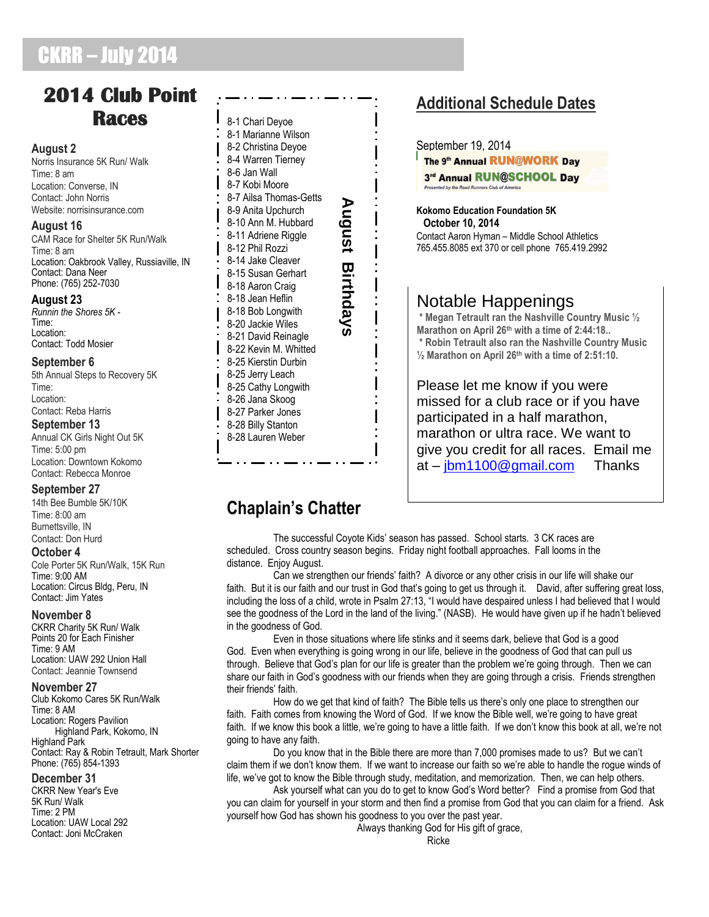# CKRR – July 2014

## 2014 Club Point Races

**August 2**
Norris Insurance 5K Run/ Walk
Time: 8 am
Location: Converse, IN
Contact: John Norris
Website: norrisinsurance.com

**August 16**
CAM Race for Shelter 5K Run/Walk
Time: 8 am
Location: Oakbrook Valley, Russiaville, IN
Contact: Dana Neer
Phone: (765) 252-7030

**August 23**
*Runnin the Shores 5K -*
Time:
Location:
Contact: Todd Mosier

**September 6**
5th Annual Steps to Recovery 5K
Time:
Location:
Contact: Reba Harris

**September 13**
Annual CK Girls Night Out 5K
Time: 5:00 pm
Location: Downtown Kokomo
Contact: Rebecca Monroe

**September 27**
14th Bee Bumble 5K/10K
Time: 8:00 am
Burnettsville, IN
Contact: Don Hurd

**October 4**
Cole Porter 5K Run/Walk, 15K Run
Time: 9:00 AM
Location: Circus Bldg, Peru, IN
Contact: Jim Yates

**November 8**
CKRR Charity 5K Run/ Walk
Points 20 for Each Finisher
Time: 9 AM
Location: UAW 292 Union Hall
Contact: Jeannie Townsend

**November 27**
Club Kokomo Cares 5K Run/Walk
Time: 8 AM
Location: Rogers Pavilion
Highland Park, Kokomo, IN
Highland Park
Contact: Ray & Robin Tetrault, Mark Shorter
Phone: (765) 854-1393

**December 31**
CKRR New Year's Eve
5K Run/ Walk
Time: 2 PM
Location: UAW Local 292
Contact: Joni McCraken

## August Birthdays

8-1 Chari Deyoe
8-1 Marianne Wilson
8-2 Christina Deyoe
8-4 Warren Tierney
8-6 Jan Wall
8-7 Kobi Moore
8-7 Ailsa Thomas-Getts
8-9 Anita Upchurch
8-10 Ann M. Hubbard
8-11 Adriene Riggle
8-12 Phil Rozzi
8-14 Jake Cleaver
8-15 Susan Gerhart
8-18 Aaron Craig
8-18 Jean Heflin
8-18 Bob Longwith
8-20 Jackie Wiles
8-21 David Reinagle
8-22 Kevin M. Whitted
8-25 Kierstin Durbin
8-25 Jerry Leach
8-25 Cathy Longwith
8-26 Jana Skoog
8-27 Parker Jones
8-28 Billy Stanton
8-28 Lauren Weber

## Additional Schedule Dates

September 19, 2014
**The 9th Annual RUN@WORK Day**
**3rd Annual RUN@SCHOOL Day**
*Presented by the Road Runners Club of America*

**Kokomo Education Foundation 5K**
**October 10, 2014**
Contact Aaron Hyman – Middle School Athletics
765.455.8085 ext 370 or cell phone 765.419.2992

## Notable Happenings

**\* Megan Tetrault ran the Nashville Country Music ½ Marathon on April 26th with a time of 2:44:18..**
**\* Robin Tetrault also ran the Nashville Country Music ½ Marathon on April 26th with a time of 2:51:10.**

Please let me know if you were missed for a club race or if you have participated in a half marathon, marathon or ultra race. We want to give you credit for all races. Email me at – jbm1100@gmail.com Thanks

## Chaplain's Chatter

The successful Coyote Kids' season has passed. School starts. 3 CK races are scheduled. Cross country season begins. Friday night football approaches. Fall looms in the distance. Enjoy August.

Can we strengthen our friends' faith? A divorce or any other crisis in our life will shake our faith. But it is our faith and our trust in God that's going to get us through it. David, after suffering great loss, including the loss of a child, wrote in Psalm 27:13, "I would have despaired unless I had believed that I would see the goodness of the Lord in the land of the living." (NASB). He would have given up if he hadn't believed in the goodness of God.

Even in those situations where life stinks and it seems dark, believe that God is a good God. Even when everything is going wrong in our life, believe in the goodness of God that can pull us through. Believe that God's plan for our life is greater than the problem we're going through. Then we can share our faith in God's goodness with our friends when they are going through a crisis. Friends strengthen their friends' faith.

How do we get that kind of faith? The Bible tells us there's only one place to strengthen our faith. Faith comes from knowing the Word of God. If we know the Bible well, we're going to have great faith. If we know this book a little, we're going to have a little faith. If we don't know this book at all, we're not going to have any faith.

Do you know that in the Bible there are more than 7,000 promises made to us? But we can't claim them if we don't know them. If we want to increase our faith so we're able to handle the rogue winds of life, we've got to know the Bible through study, meditation, and memorization. Then, we can help others.

Ask yourself what can you do to get to know God's Word better? Find a promise from God that you can claim for yourself in your storm and then find a promise from God that you can claim for a friend. Ask yourself how God has shown his goodness to you over the past year.

Always thanking God for His gift of grace,
Ricke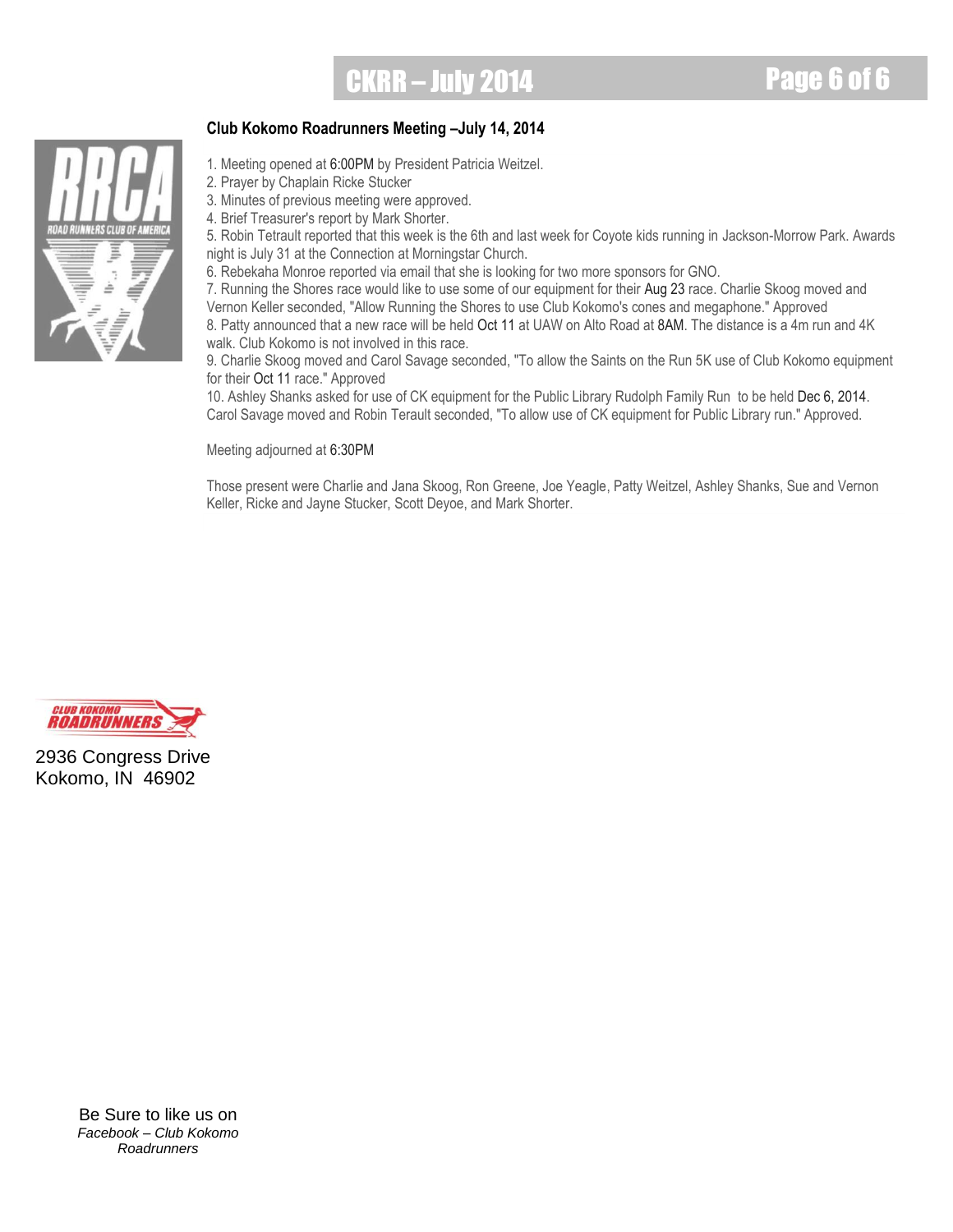## Club Kokomo Roadrunners Meeting –July 14, 2014

1. Meeting opened at 6:00PM by President Patricia Weitzel.
2. Prayer by Chaplain Ricke Stucker
3. Minutes of previous meeting were approved.
4. Brief Treasurer's report by Mark Shorter.
5. Robin Tetrault reported that this week is the 6th and last week for Coyote kids running in Jackson-Morrow Park. Awards night is July 31 at the Connection at Morningstar Church.
6. Rebekaha Monroe reported via email that she is looking for two more sponsors for GNO.
7. Running the Shores race would like to use some of our equipment for their Aug 23 race. Charlie Skoog moved and Vernon Keller seconded, "Allow Running the Shores to use Club Kokomo's cones and megaphone." Approved
8. Patty announced that a new race will be held Oct 11 at UAW on Alto Road at 8AM. The distance is a 4m run and 4K walk. Club Kokomo is not involved in this race.
9. Charlie Skoog moved and Carol Savage seconded, "To allow the Saints on the Run 5K use of Club Kokomo equipment for their Oct 11 race." Approved
10. Ashley Shanks asked for use of CK equipment for the Public Library Rudolph Family Run to be held Dec 6, 2014. Carol Savage moved and Robin Terault seconded, "To allow use of CK equipment for Public Library run." Approved.

Meeting adjourned at 6:30PM

Those present were Charlie and Jana Skoog, Ron Greene, Joe Yeagle, Patty Weitzel, Ashley Shanks, Sue and Vernon Keller, Ricke and Jayne Stucker, Scott Deyoe, and Mark Shorter.

2936 Congress Drive
Kokomo, IN 46902

Be Sure to like us on
*Facebook – Club Kokomo Roadrunners*